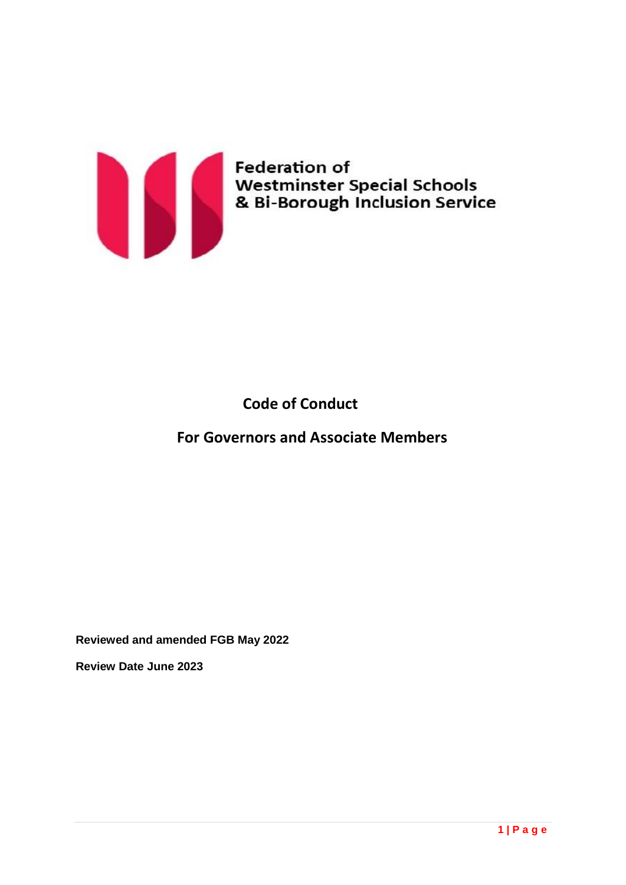Federation of
Westminster Special Schools
& Bi-Borough Inclusion Service

# Code of Conduct

## For Governors and Associate Members

**Reviewed and amended FGB May 2022**

**Review Date June 2023**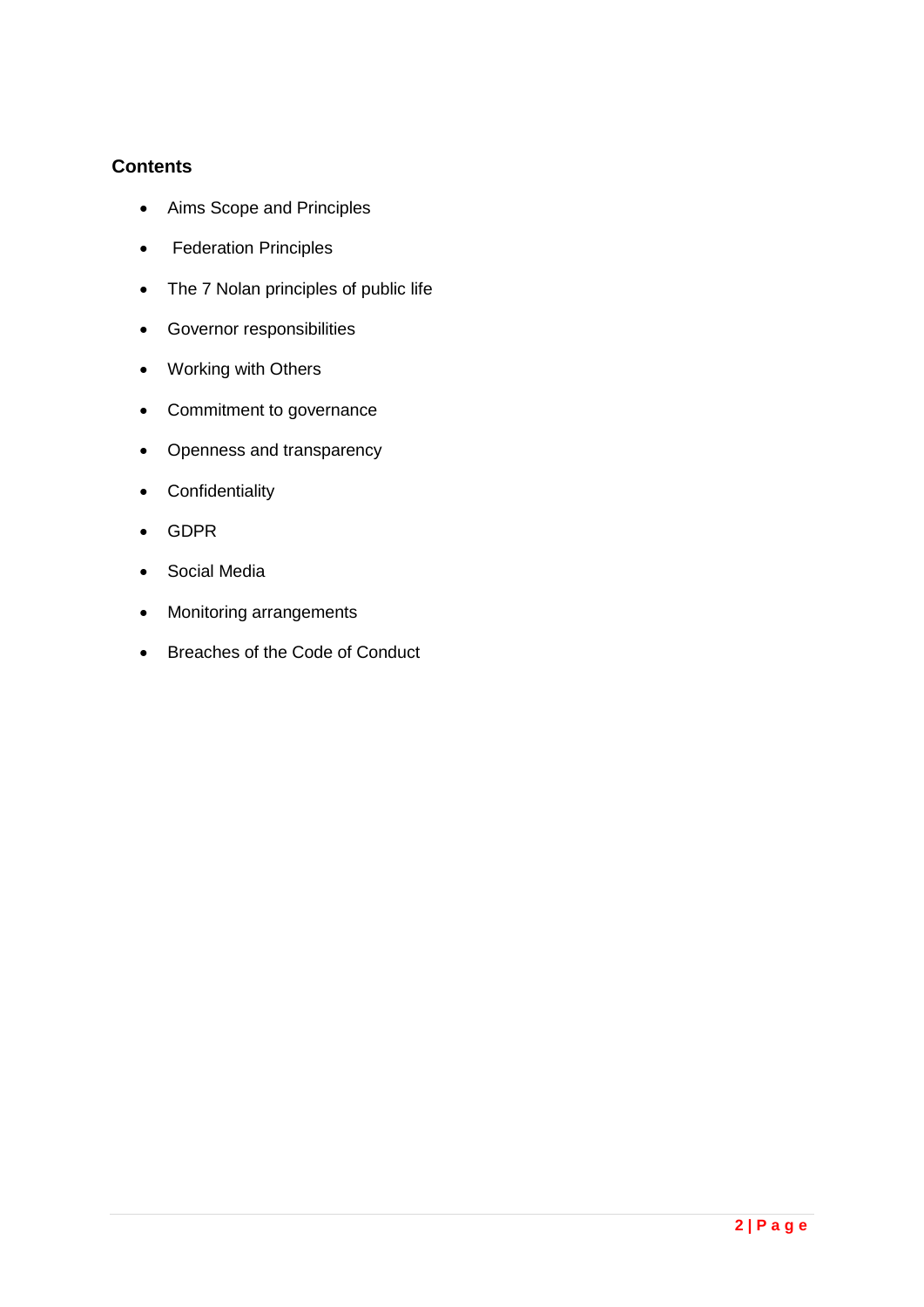## Contents

- Aims Scope and Principles
- Federation Principles
- The 7 Nolan principles of public life
- Governor responsibilities
- Working with Others
- Commitment to governance
- Openness and transparency
- Confidentiality
- GDPR
- Social Media
- Monitoring arrangements
- Breaches of the Code of Conduct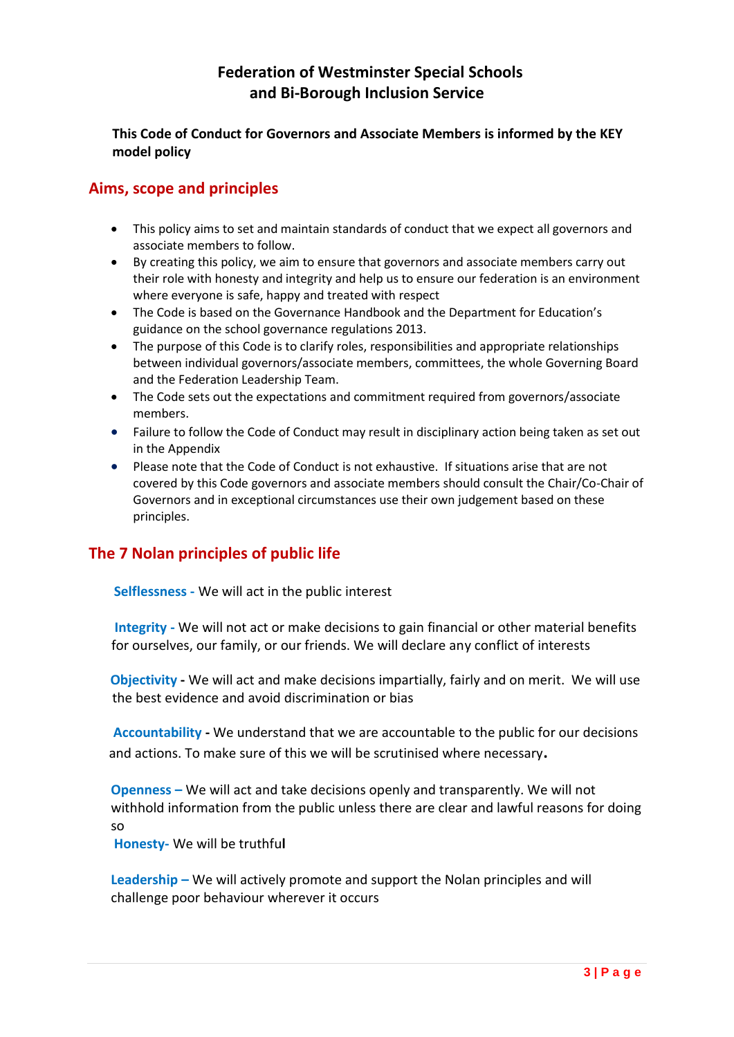# Federation of Westminster Special Schools and Bi-Borough Inclusion Service

**This Code of Conduct for Governors and Associate Members is informed by the KEY model policy**

## Aims, scope and principles

- This policy aims to set and maintain standards of conduct that we expect all governors and associate members to follow.
- By creating this policy, we aim to ensure that governors and associate members carry out their role with honesty and integrity and help us to ensure our federation is an environment where everyone is safe, happy and treated with respect
- The Code is based on the Governance Handbook and the Department for Education's guidance on the school governance regulations 2013.
- The purpose of this Code is to clarify roles, responsibilities and appropriate relationships between individual governors/associate members, committees, the whole Governing Board and the Federation Leadership Team.
- The Code sets out the expectations and commitment required from governors/associate members.
- Failure to follow the Code of Conduct may result in disciplinary action being taken as set out in the Appendix
- Please note that the Code of Conduct is not exhaustive. If situations arise that are not covered by this Code governors and associate members should consult the Chair/Co-Chair of Governors and in exceptional circumstances use their own judgement based on these principles.

## The 7 Nolan principles of public life

**Selflessness -** We will act in the public interest

**Integrity -** We will not act or make decisions to gain financial or other material benefits for ourselves, our family, or our friends. We will declare any conflict of interests

**Objectivity -** We will act and make decisions impartially, fairly and on merit. We will use the best evidence and avoid discrimination or bias

**Accountability -** We understand that we are accountable to the public for our decisions and actions. To make sure of this we will be scrutinised where necessary.

**Openness –** We will act and take decisions openly and transparently. We will not withhold information from the public unless there are clear and lawful reasons for doing so

**Honesty-** We will be truthful

**Leadership –** We will actively promote and support the Nolan principles and will challenge poor behaviour wherever it occurs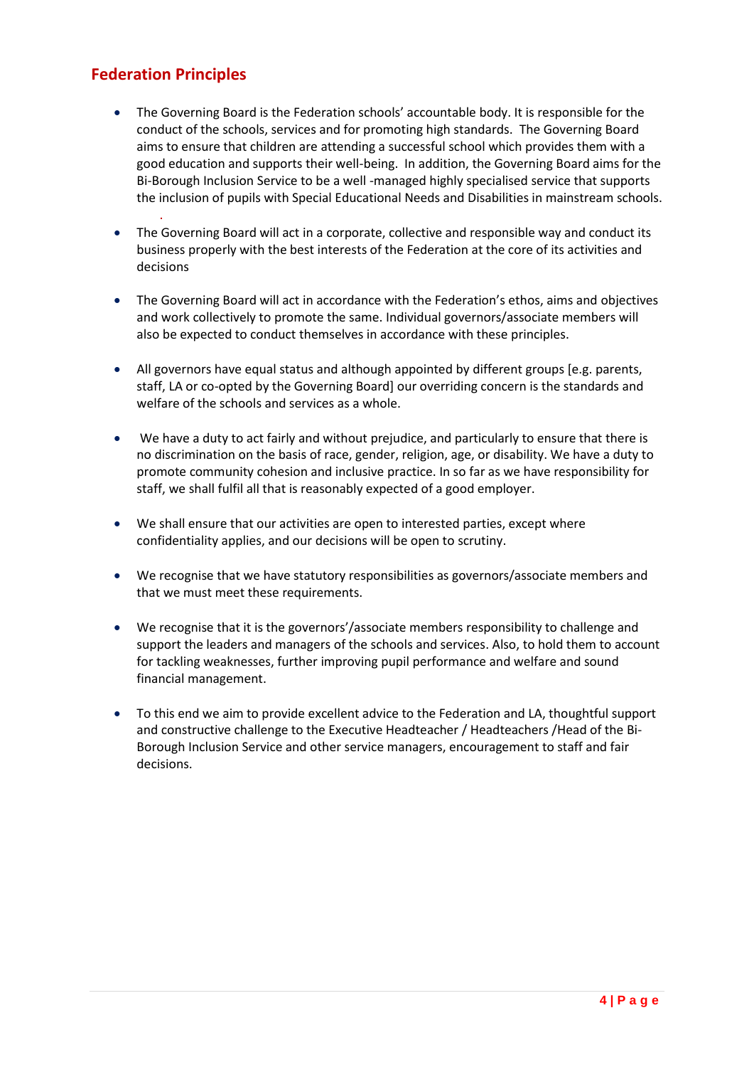## Federation Principles

- The Governing Board is the Federation schools' accountable body. It is responsible for the conduct of the schools, services and for promoting high standards. The Governing Board aims to ensure that children are attending a successful school which provides them with a good education and supports their well-being. In addition, the Governing Board aims for the Bi-Borough Inclusion Service to be a well -managed highly specialised service that supports the inclusion of pupils with Special Educational Needs and Disabilities in mainstream schools.

- The Governing Board will act in a corporate, collective and responsible way and conduct its business properly with the best interests of the Federation at the core of its activities and decisions

- The Governing Board will act in accordance with the Federation's ethos, aims and objectives and work collectively to promote the same. Individual governors/associate members will also be expected to conduct themselves in accordance with these principles.

- All governors have equal status and although appointed by different groups [e.g. parents, staff, LA or co-opted by the Governing Board] our overriding concern is the standards and welfare of the schools and services as a whole.

- We have a duty to act fairly and without prejudice, and particularly to ensure that there is no discrimination on the basis of race, gender, religion, age, or disability. We have a duty to promote community cohesion and inclusive practice. In so far as we have responsibility for staff, we shall fulfil all that is reasonably expected of a good employer.

- We shall ensure that our activities are open to interested parties, except where confidentiality applies, and our decisions will be open to scrutiny.

- We recognise that we have statutory responsibilities as governors/associate members and that we must meet these requirements.

- We recognise that it is the governors'/associate members responsibility to challenge and support the leaders and managers of the schools and services. Also, to hold them to account for tackling weaknesses, further improving pupil performance and welfare and sound financial management.

- To this end we aim to provide excellent advice to the Federation and LA, thoughtful support and constructive challenge to the Executive Headteacher / Headteachers /Head of the Bi-Borough Inclusion Service and other service managers, encouragement to staff and fair decisions.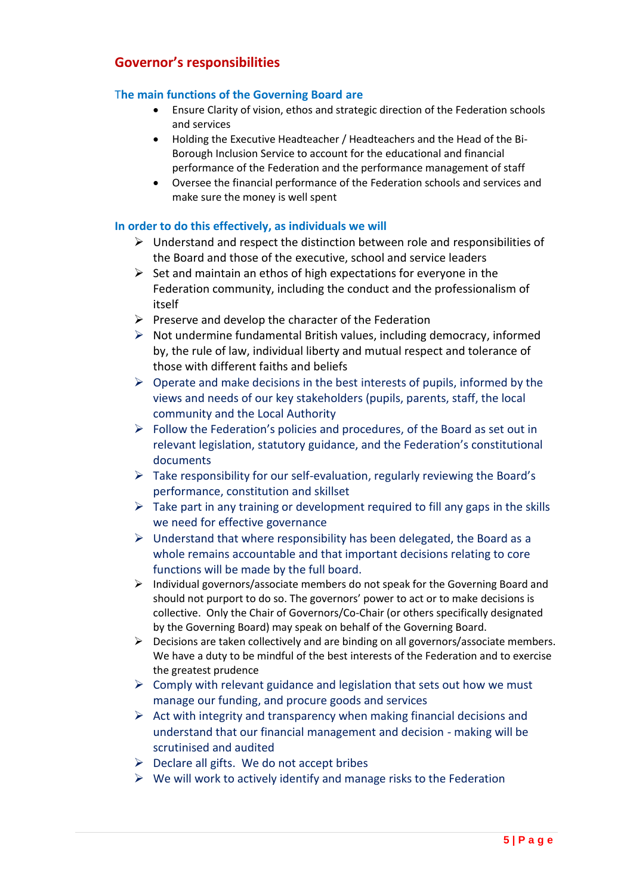## Governor's responsibilities

### The main functions of the Governing Board are

- Ensure Clarity of vision, ethos and strategic direction of the Federation schools and services
- Holding the Executive Headteacher / Headteachers and the Head of the Bi-Borough Inclusion Service to account for the educational and financial performance of the Federation and the performance management of staff
- Oversee the financial performance of the Federation schools and services and make sure the money is well spent

### In order to do this effectively, as individuals we will

- Understand and respect the distinction between role and responsibilities of the Board and those of the executive, school and service leaders
- Set and maintain an ethos of high expectations for everyone in the Federation community, including the conduct and the professionalism of itself
- Preserve and develop the character of the Federation
- Not undermine fundamental British values, including democracy, informed by, the rule of law, individual liberty and mutual respect and tolerance of those with different faiths and beliefs
- Operate and make decisions in the best interests of pupils, informed by the views and needs of our key stakeholders (pupils, parents, staff, the local community and the Local Authority
- Follow the Federation's policies and procedures, of the Board as set out in relevant legislation, statutory guidance, and the Federation's constitutional documents
- Take responsibility for our self-evaluation, regularly reviewing the Board's performance, constitution and skillset
- Take part in any training or development required to fill any gaps in the skills we need for effective governance
- Understand that where responsibility has been delegated, the Board as a whole remains accountable and that important decisions relating to core functions will be made by the full board.
- Individual governors/associate members do not speak for the Governing Board and should not purport to do so. The governors' power to act or to make decisions is collective. Only the Chair of Governors/Co-Chair (or others specifically designated by the Governing Board) may speak on behalf of the Governing Board.
- Decisions are taken collectively and are binding on all governors/associate members. We have a duty to be mindful of the best interests of the Federation and to exercise the greatest prudence
- Comply with relevant guidance and legislation that sets out how we must manage our funding, and procure goods and services
- Act with integrity and transparency when making financial decisions and understand that our financial management and decision - making will be scrutinised and audited
- Declare all gifts. We do not accept bribes
- We will work to actively identify and manage risks to the Federation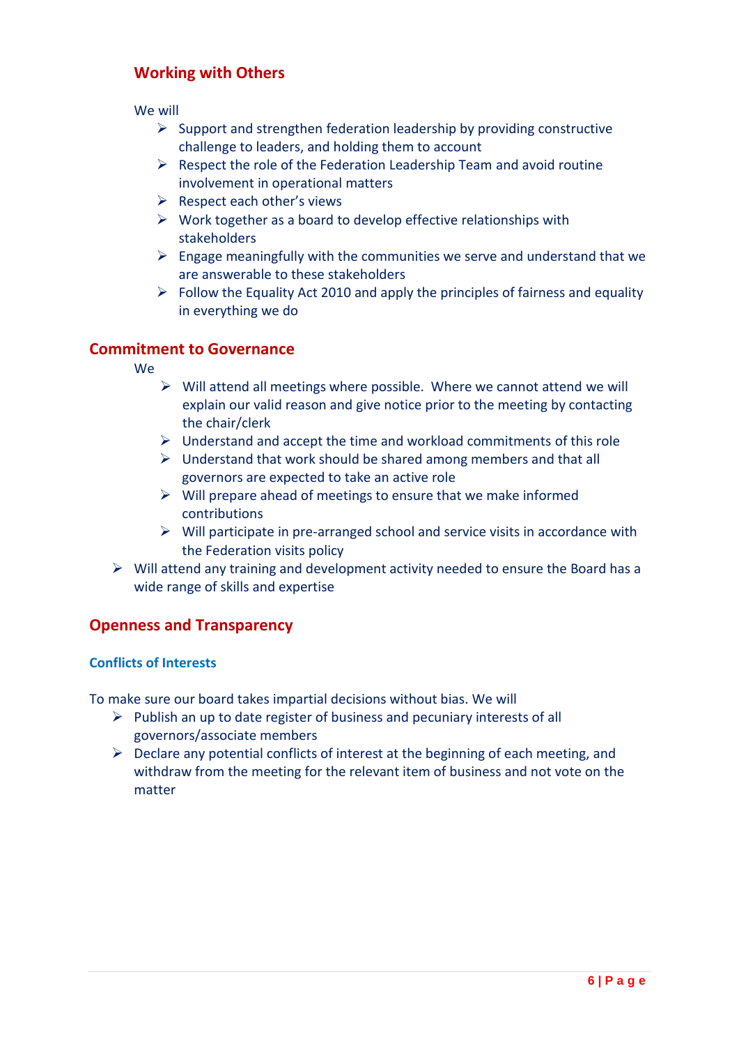## Working with Others

We will

- Support and strengthen federation leadership by providing constructive challenge to leaders, and holding them to account
- Respect the role of the Federation Leadership Team and avoid routine involvement in operational matters
- Respect each other's views
- Work together as a board to develop effective relationships with stakeholders
- Engage meaningfully with the communities we serve and understand that we are answerable to these stakeholders
- Follow the Equality Act 2010 and apply the principles of fairness and equality in everything we do

## Commitment to Governance

We

- Will attend all meetings where possible. Where we cannot attend we will explain our valid reason and give notice prior to the meeting by contacting the chair/clerk
- Understand and accept the time and workload commitments of this role
- Understand that work should be shared among members and that all governors are expected to take an active role
- Will prepare ahead of meetings to ensure that we make informed contributions
- Will participate in pre-arranged school and service visits in accordance with the Federation visits policy
- Will attend any training and development activity needed to ensure the Board has a wide range of skills and expertise

## Openness and Transparency

### Conflicts of Interests

To make sure our board takes impartial decisions without bias. We will

- Publish an up to date register of business and pecuniary interests of all governors/associate members
- Declare any potential conflicts of interest at the beginning of each meeting, and withdraw from the meeting for the relevant item of business and not vote on the matter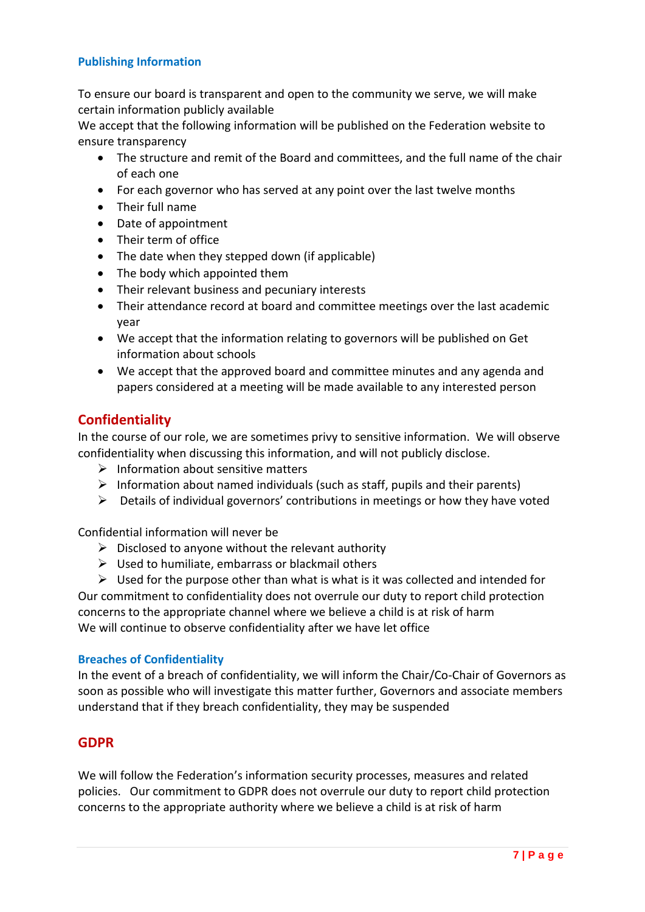### Publishing Information

To ensure our board is transparent and open to the community we serve, we will make certain information publicly available
We accept that the following information will be published on the Federation website to ensure transparency

- The structure and remit of the Board and committees, and the full name of the chair of each one
- For each governor who has served at any point over the last twelve months
- Their full name
- Date of appointment
- Their term of office
- The date when they stepped down (if applicable)
- The body which appointed them
- Their relevant business and pecuniary interests
- Their attendance record at board and committee meetings over the last academic year
- We accept that the information relating to governors will be published on Get information about schools
- We accept that the approved board and committee minutes and any agenda and papers considered at a meeting will be made available to any interested person

## Confidentiality

In the course of our role, we are sometimes privy to sensitive information. We will observe confidentiality when discussing this information, and will not publicly disclose.

- Information about sensitive matters
- Information about named individuals (such as staff, pupils and their parents)
- Details of individual governors' contributions in meetings or how they have voted

Confidential information will never be

- Disclosed to anyone without the relevant authority
- Used to humiliate, embarrass or blackmail others
- Used for the purpose other than what is what is it was collected and intended for

Our commitment to confidentiality does not overrule our duty to report child protection concerns to the appropriate channel where we believe a child is at risk of harm
We will continue to observe confidentiality after we have let office

### Breaches of Confidentiality

In the event of a breach of confidentiality, we will inform the Chair/Co-Chair of Governors as soon as possible who will investigate this matter further, Governors and associate members understand that if they breach confidentiality, they may be suspended

## GDPR

We will follow the Federation's information security processes, measures and related policies. Our commitment to GDPR does not overrule our duty to report child protection concerns to the appropriate authority where we believe a child is at risk of harm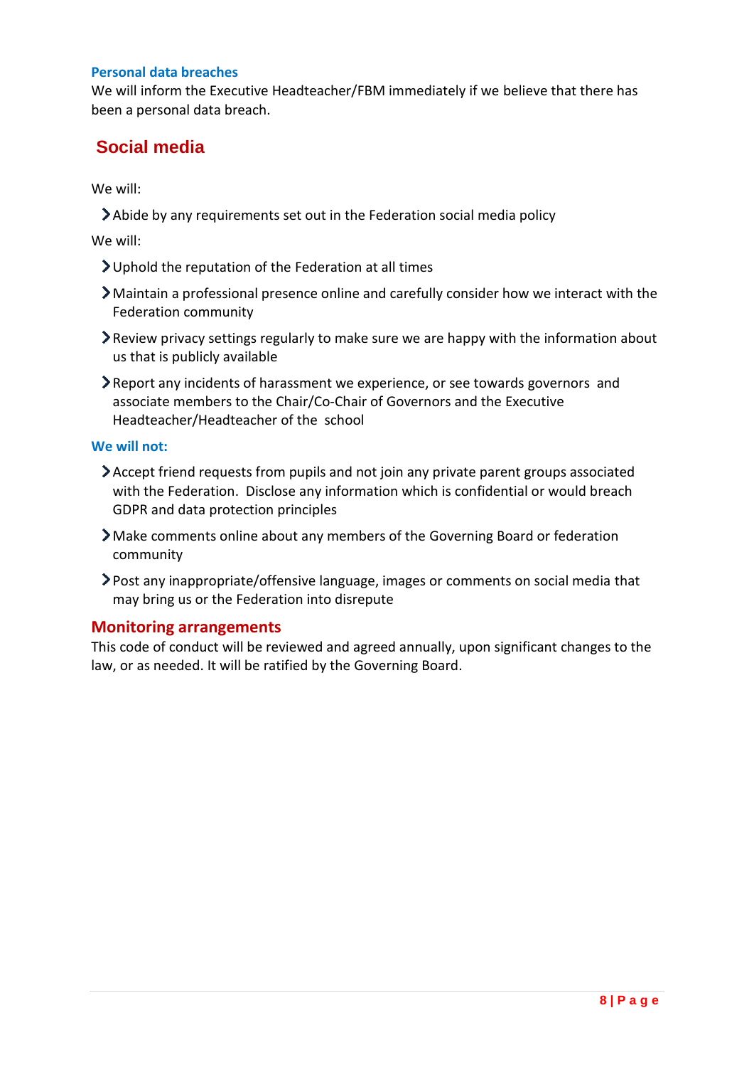### Personal data breaches

We will inform the Executive Headteacher/FBM immediately if we believe that there has been a personal data breach.

## Social media

We will:

- Abide by any requirements set out in the Federation social media policy

We will:

- Uphold the reputation of the Federation at all times
- Maintain a professional presence online and carefully consider how we interact with the Federation community
- Review privacy settings regularly to make sure we are happy with the information about us that is publicly available
- Report any incidents of harassment we experience, or see towards governors and associate members to the Chair/Co-Chair of Governors and the Executive Headteacher/Headteacher of the school

### We will not:

- Accept friend requests from pupils and not join any private parent groups associated with the Federation. Disclose any information which is confidential or would breach GDPR and data protection principles
- Make comments online about any members of the Governing Board or federation community
- Post any inappropriate/offensive language, images or comments on social media that may bring us or the Federation into disrepute

## Monitoring arrangements

This code of conduct will be reviewed and agreed annually, upon significant changes to the law, or as needed. It will be ratified by the Governing Board.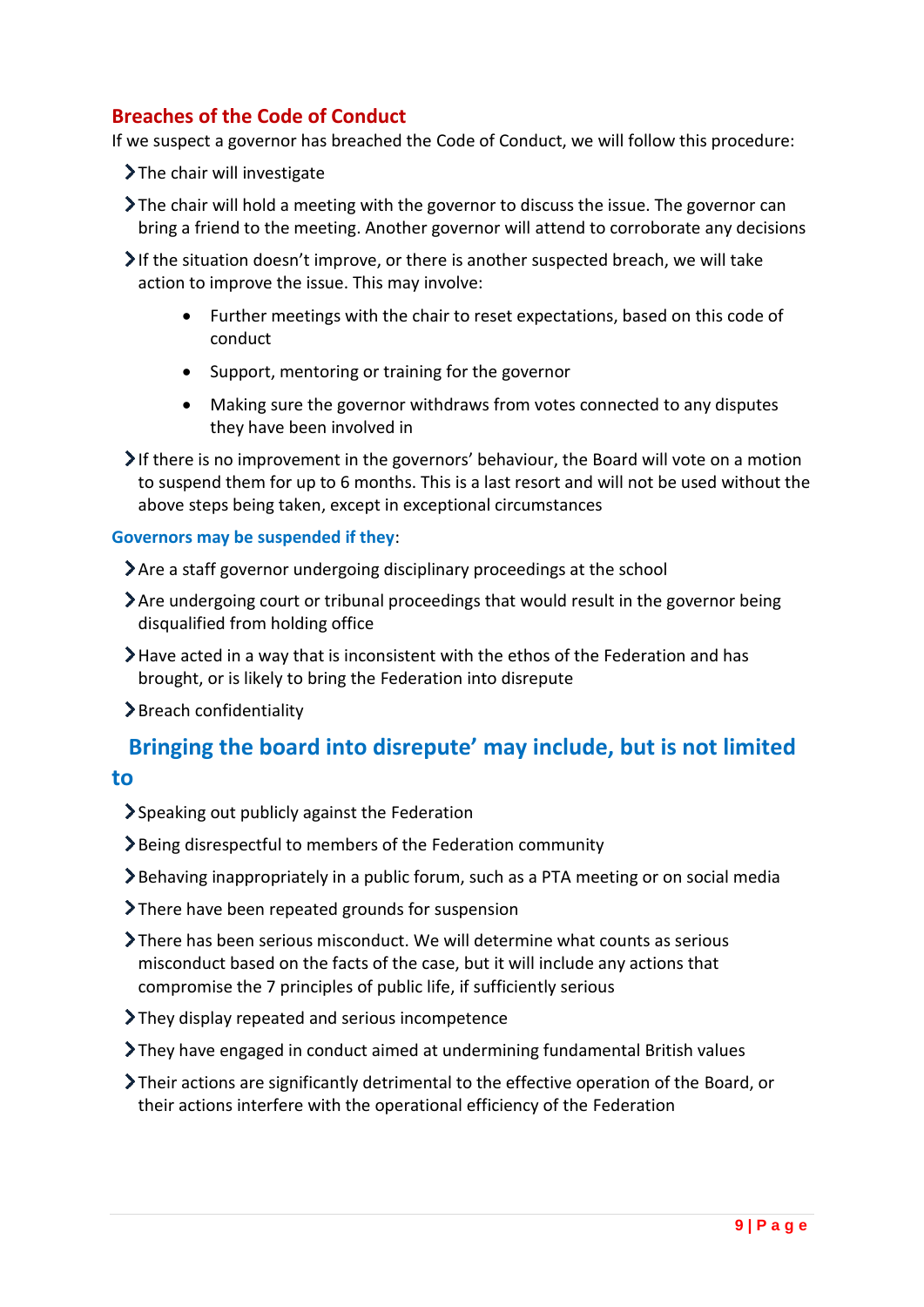## Breaches of the Code of Conduct

If we suspect a governor has breached the Code of Conduct, we will follow this procedure:

- The chair will investigate
- The chair will hold a meeting with the governor to discuss the issue. The governor can bring a friend to the meeting. Another governor will attend to corroborate any decisions
- If the situation doesn't improve, or there is another suspected breach, we will take action to improve the issue. This may involve:
  - Further meetings with the chair to reset expectations, based on this code of conduct
  - Support, mentoring or training for the governor
  - Making sure the governor withdraws from votes connected to any disputes they have been involved in
- If there is no improvement in the governors' behaviour, the Board will vote on a motion to suspend them for up to 6 months. This is a last resort and will not be used without the above steps being taken, except in exceptional circumstances

### Governors may be suspended if they:

- Are a staff governor undergoing disciplinary proceedings at the school
- Are undergoing court or tribunal proceedings that would result in the governor being disqualified from holding office
- Have acted in a way that is inconsistent with the ethos of the Federation and has brought, or is likely to bring the Federation into disrepute
- Breach confidentiality

## Bringing the board into disrepute' may include, but is not limited to

- Speaking out publicly against the Federation
- Being disrespectful to members of the Federation community
- Behaving inappropriately in a public forum, such as a PTA meeting or on social media
- There have been repeated grounds for suspension
- There has been serious misconduct. We will determine what counts as serious misconduct based on the facts of the case, but it will include any actions that compromise the 7 principles of public life, if sufficiently serious
- They display repeated and serious incompetence
- They have engaged in conduct aimed at undermining fundamental British values
- Their actions are significantly detrimental to the effective operation of the Board, or their actions interfere with the operational efficiency of the Federation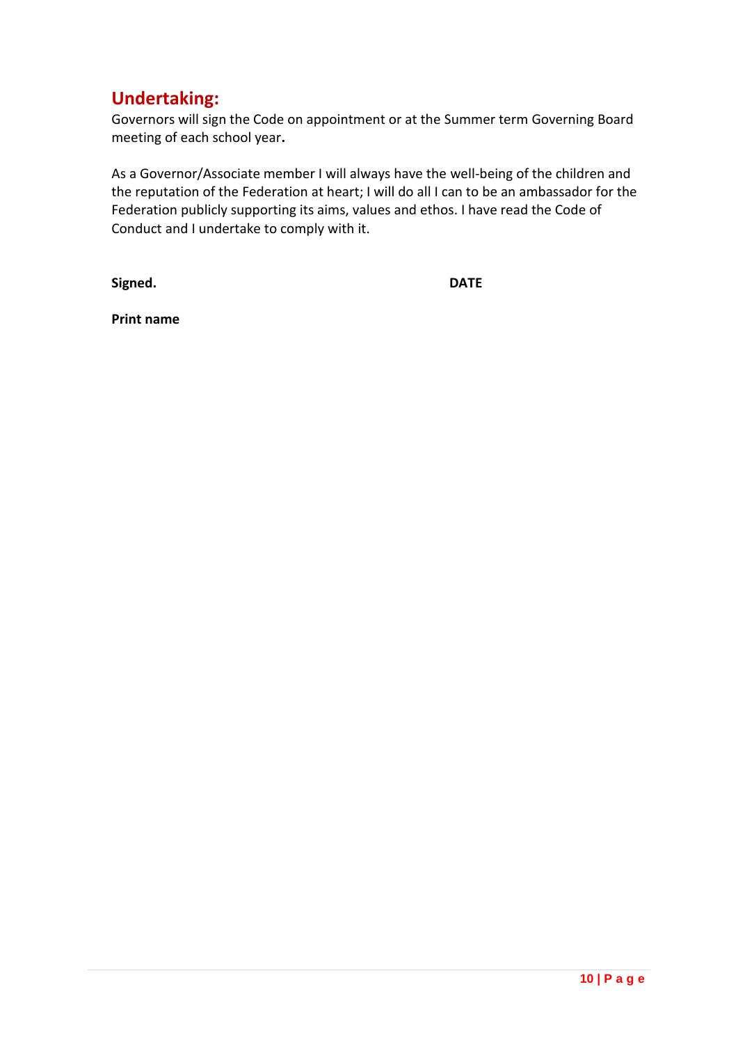## Undertaking:

Governors will sign the Code on appointment or at the Summer term Governing Board meeting of each school year.

As a Governor/Associate member I will always have the well-being of the children and the reputation of the Federation at heart; I will do all I can to be an ambassador for the Federation publicly supporting its aims, values and ethos. I have read the Code of Conduct and I undertake to comply with it.

**Signed.** **DATE**

**Print name**